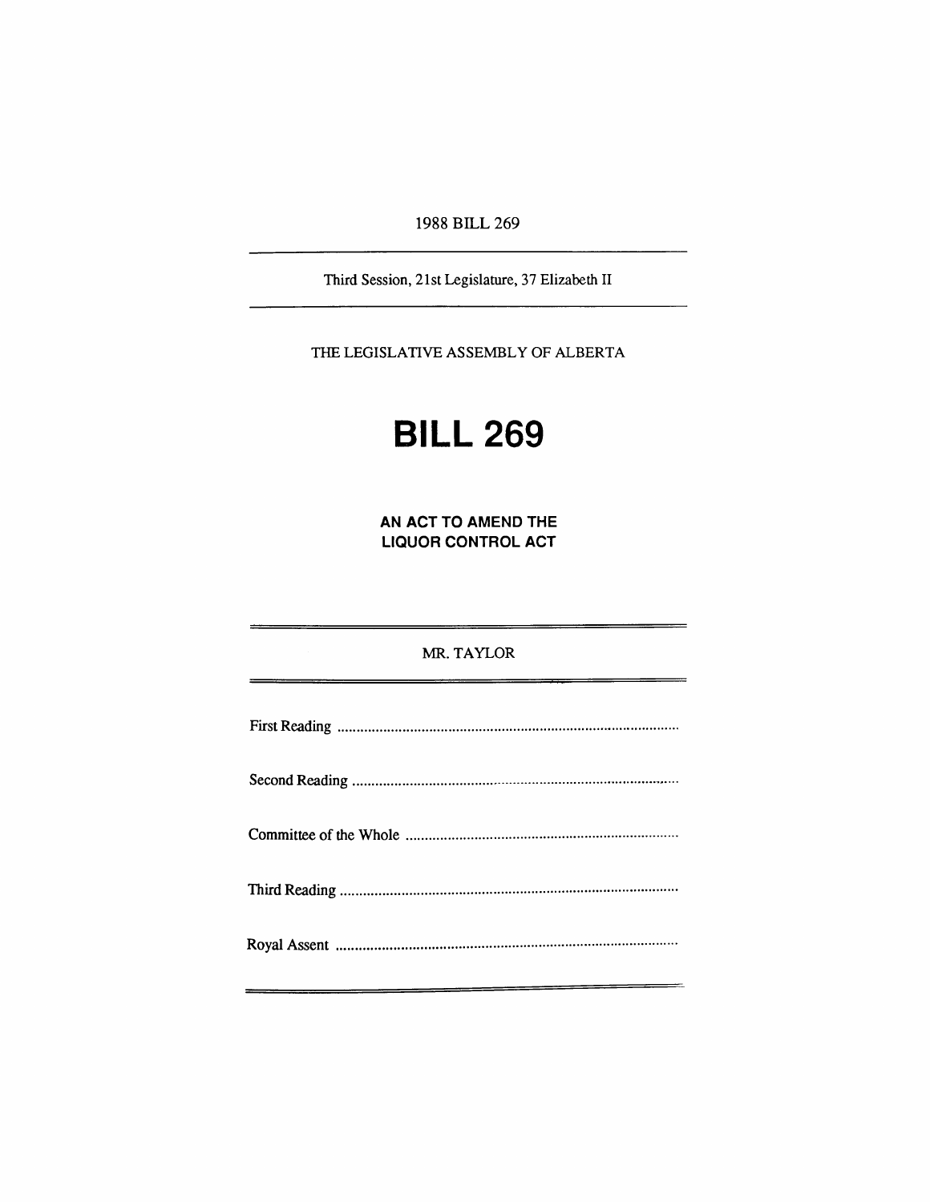1988 BILL 269

---

Third Session, 21st Legislature, 37 Elizabeth II

---

THE LEGISLATIVE ASSEMBLY OF ALBERTA

# BILL 269

## AN ACT TO AMEND THE LIQUOR CONTROL ACT

---

MR. TAYLOR

---

First Reading ..........................................................................................

Second Reading ......................................................................................

Committee of the Whole ........................................................................

Third Reading .........................................................................................

Royal Assent ...........................................................................................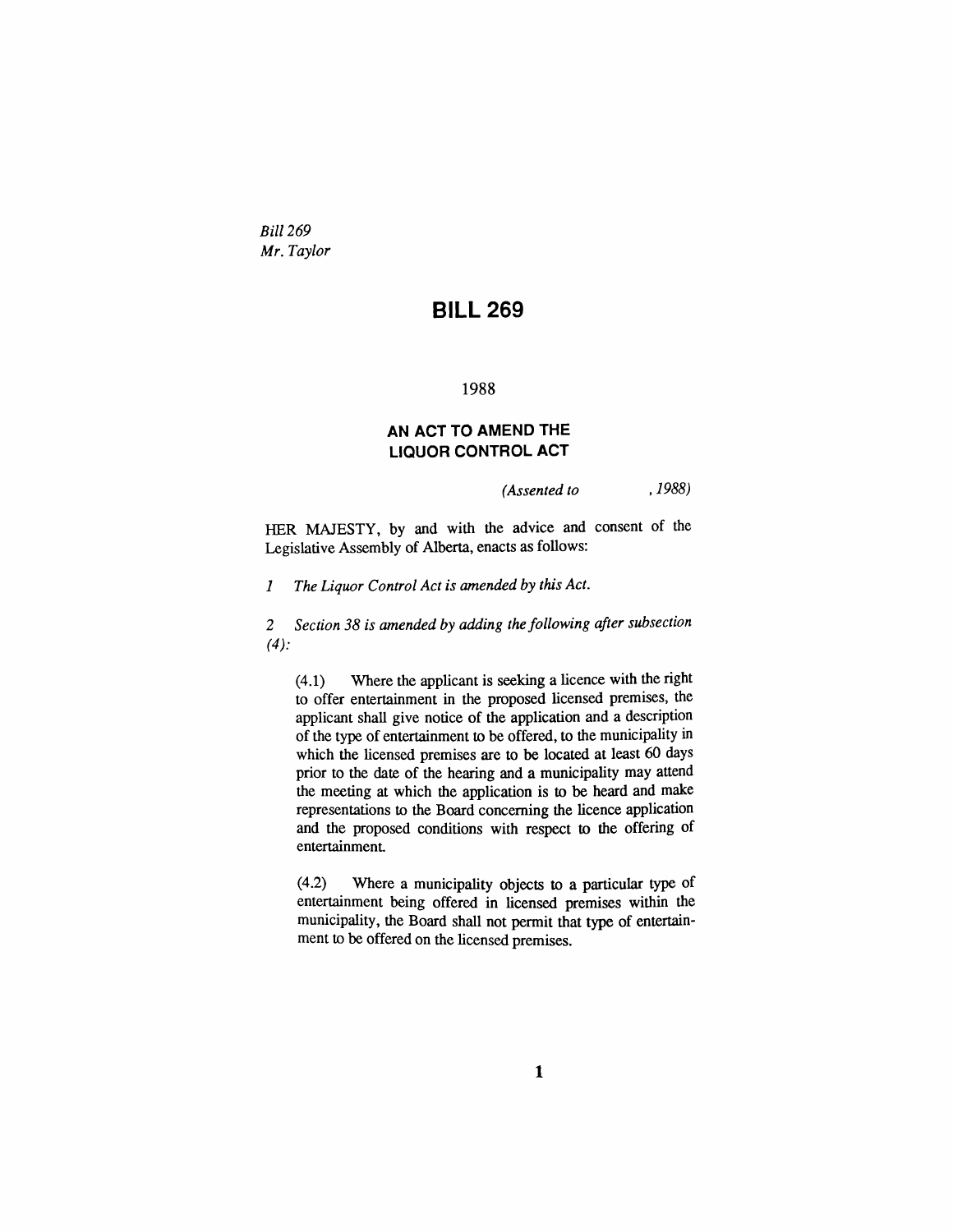*Bill 269*
*Mr. Taylor*

# BILL 269

1988

## AN ACT TO AMEND THE LIQUOR CONTROL ACT

*(Assented to , 1988)*

HER MAJESTY, by and with the advice and consent of the Legislative Assembly of Alberta, enacts as follows:

*1 The Liquor Control Act is amended by this Act.*

*2 Section 38 is amended by adding the following after subsection (4):*

> (4.1) Where the applicant is seeking a licence with the right to offer entertainment in the proposed licensed premises, the applicant shall give notice of the application and a description of the type of entertainment to be offered, to the municipality in which the licensed premises are to be located at least 60 days prior to the date of the hearing and a municipality may attend the meeting at which the application is to be heard and make representations to the Board concerning the licence application and the proposed conditions with respect to the offering of entertainment.
>
> (4.2) Where a municipality objects to a particular type of entertainment being offered in licensed premises within the municipality, the Board shall not permit that type of entertainment to be offered on the licensed premises.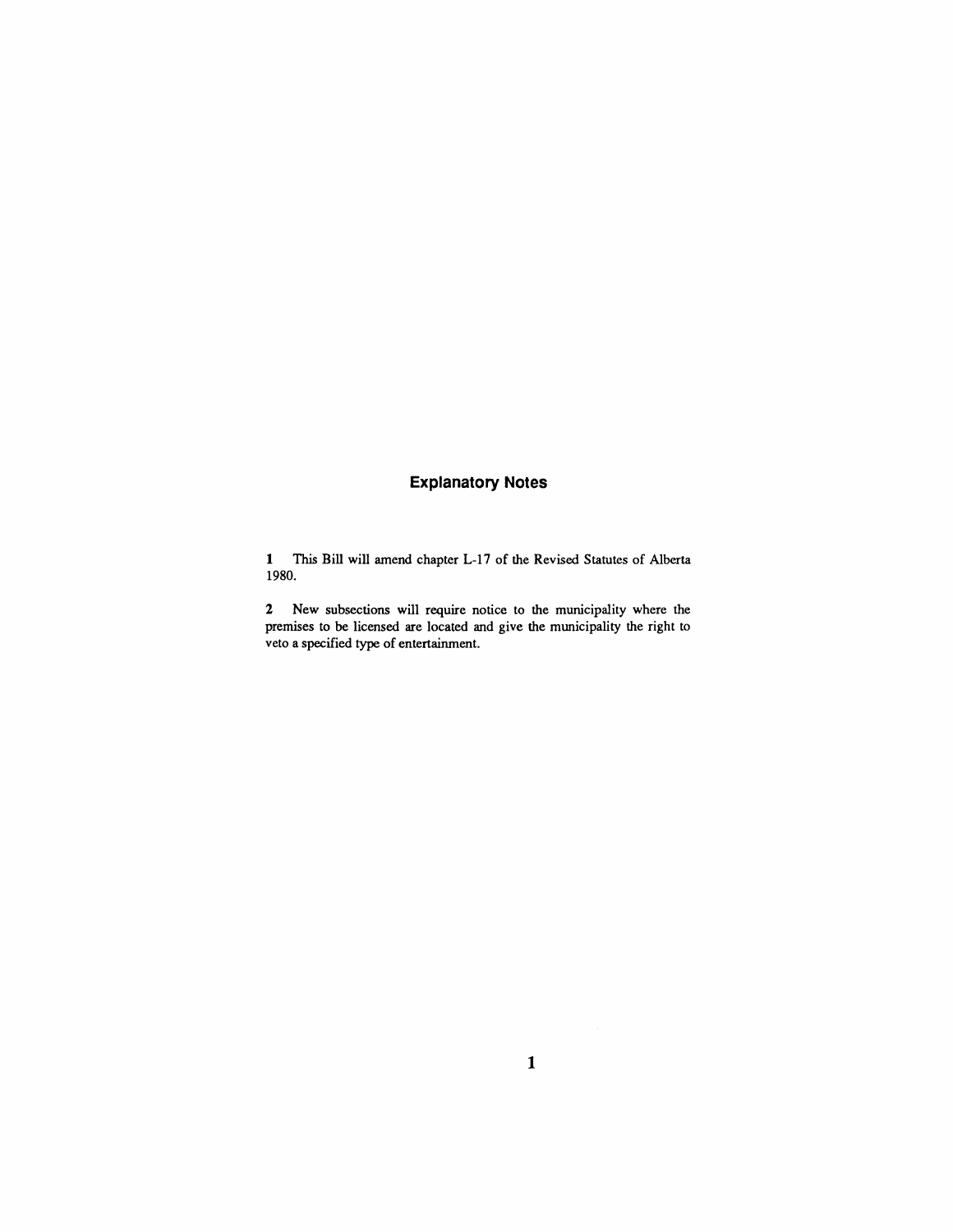## Explanatory Notes

**1** This Bill will amend chapter L-17 of the Revised Statutes of Alberta 1980.

**2** New subsections will require notice to the municipality where the premises to be licensed are located and give the municipality the right to veto a specified type of entertainment.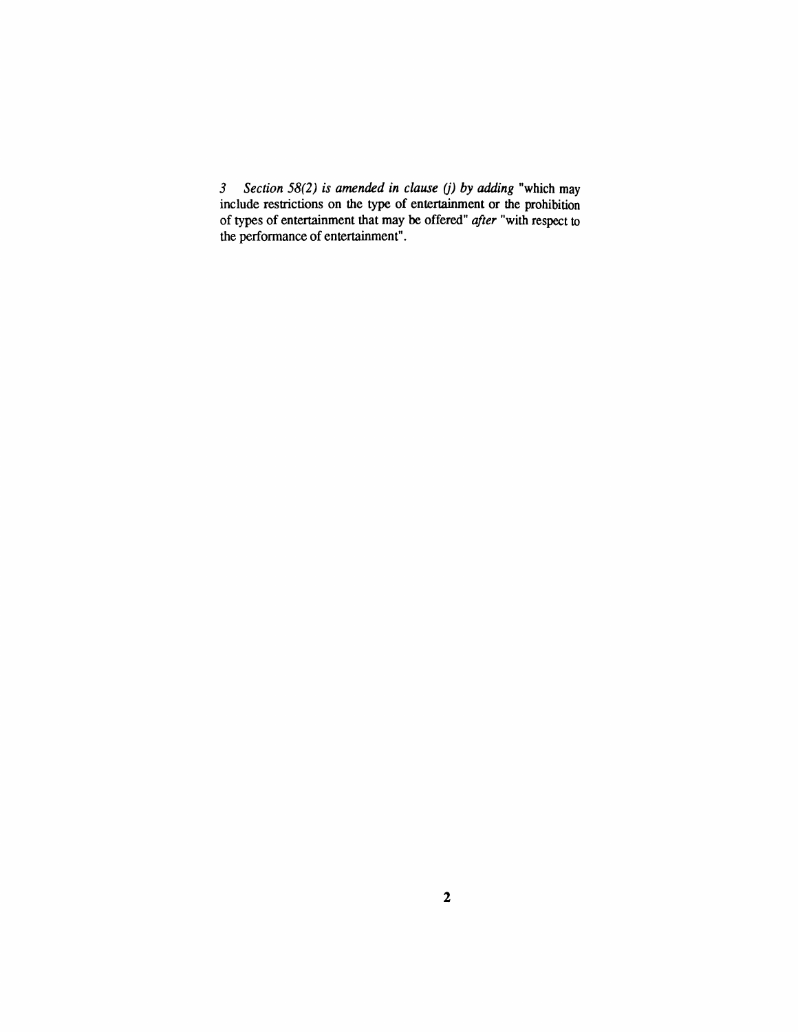3 *Section 58(2) is amended in clause (j) by adding* "which may include restrictions on the type of entertainment or the prohibition of types of entertainment that may be offered" *after* "with respect to the performance of entertainment".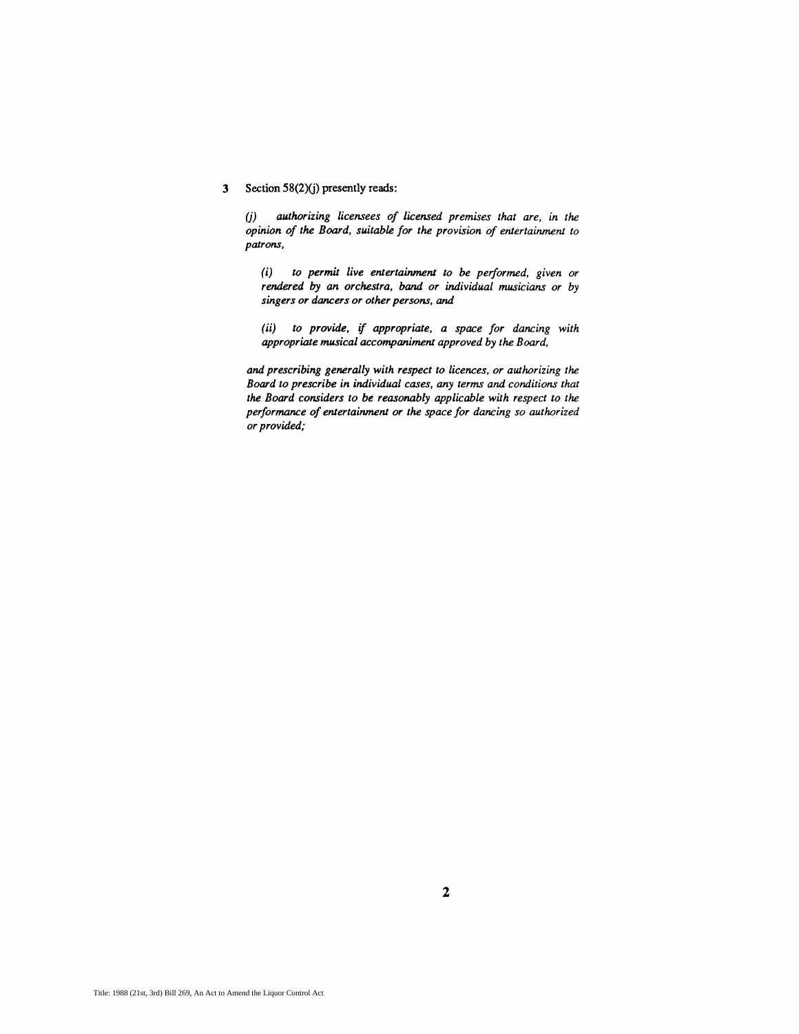**3** Section 58(2)(j) presently reads:

*(j) authorizing licensees of licensed premises that are, in the opinion of the Board, suitable for the provision of entertainment to patrons,*

*(i) to permit live entertainment to be performed, given or rendered by an orchestra, band or individual musicians or by singers or dancers or other persons, and*

*(ii) to provide, if appropriate, a space for dancing with appropriate musical accompaniment approved by the Board,*

*and prescribing generally with respect to licences, or authorizing the Board to prescribe in individual cases, any terms and conditions that the Board considers to be reasonably applicable with respect to the performance of entertainment or the space for dancing so authorized or provided;*